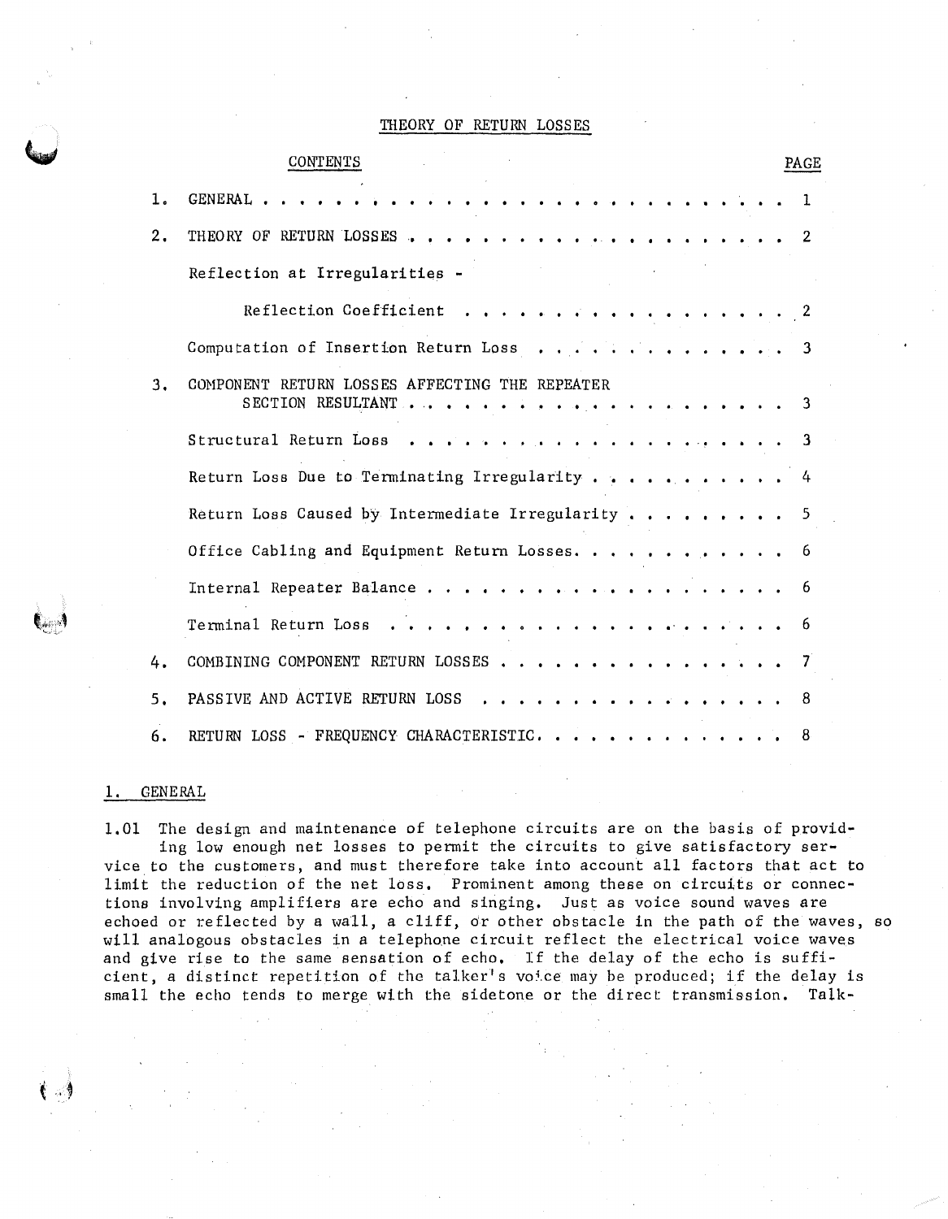# THEORY OF RETURN LOSSES

## CONTENTS

| | | PAGE |
|---|---|---|
| 1. | GENERAL | 1 |
| 2. | THEORY OF RETURN LOSSES | 2 |
| | Reflection at Irregularities - | |
| | Reflection Coefficient | 2 |
| | Computation of Insertion Return Loss | 3 |
| 3. | COMPONENT RETURN LOSSES AFFECTING THE REPEATER SECTION RESULTANT | 3 |
| | Structural Return Loss | 3 |
| | Return Loss Due to Terminating Irregularity | 4 |
| | Return Loss Caused by Intermediate Irregularity | 5 |
| | Office Cabling and Equipment Return Losses | 6 |
| | Internal Repeater Balance | 6 |
| | Terminal Return Loss | 6 |
| 4. | COMBINING COMPONENT RETURN LOSSES | 7 |
| 5. | PASSIVE AND ACTIVE RETURN LOSS | 8 |
| 6. | RETURN LOSS - FREQUENCY CHARACTERISTIC | 8 |

## 1. GENERAL

1.01 The design and maintenance of telephone circuits are on the basis of providing low enough net losses to permit the circuits to give satisfactory service to the customers, and must therefore take into account all factors that act to limit the reduction of the net loss. Prominent among these on circuits or connections involving amplifiers are echo and singing. Just as voice sound waves are echoed or reflected by a wall, a cliff, or other obstacle in the path of the waves, so will analogous obstacles in a telephone circuit reflect the electrical voice waves and give rise to the same sensation of echo. If the delay of the echo is sufficient, a distinct repetition of the talker's voice may be produced; if the delay is small the echo tends to merge with the sidetone or the direct transmission. Talk-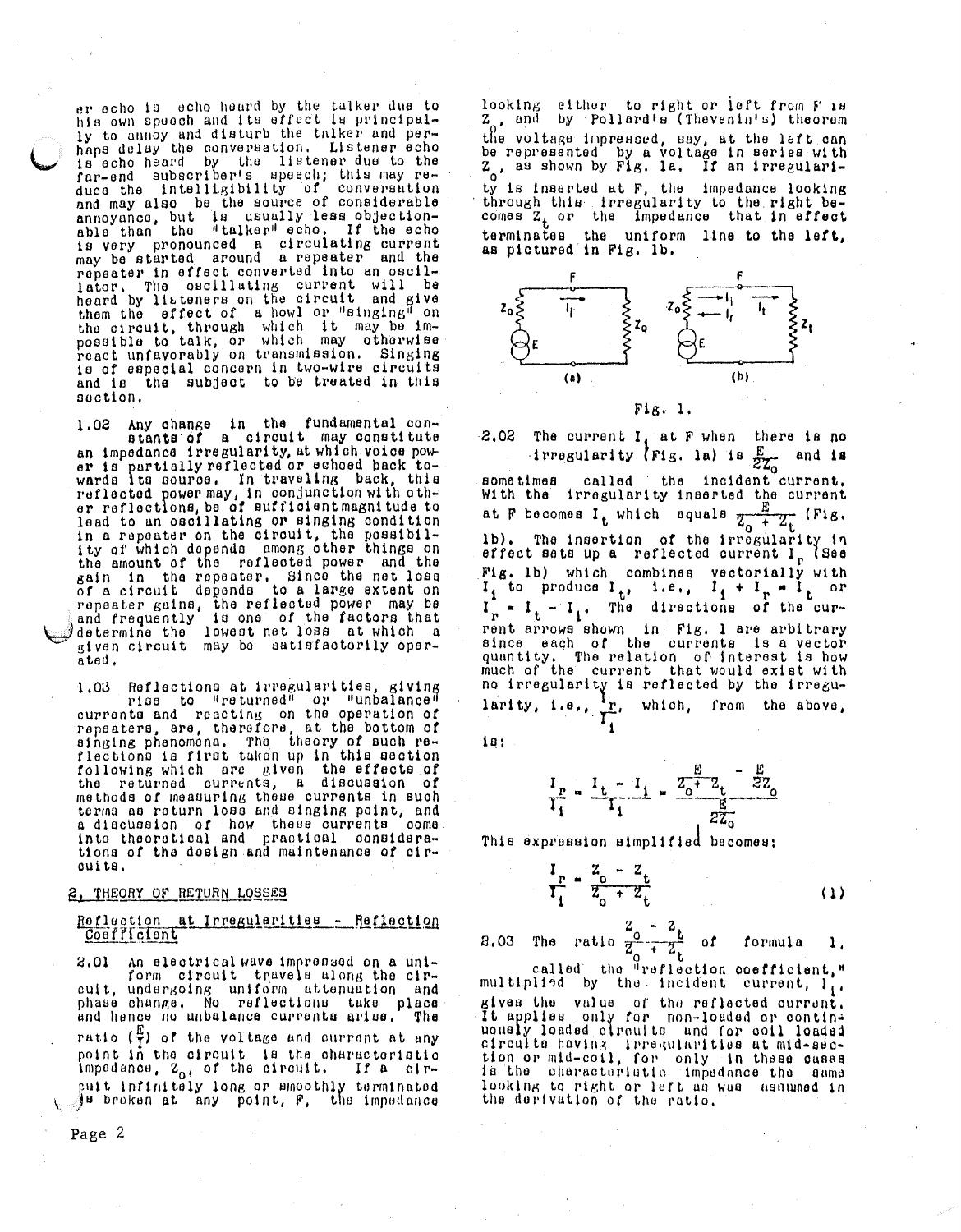er echo is echo heard by the talker due to his own speech and its effect is principally to annoy and disturb the talker and perhaps delay the conversation. Listener echo is echo heard by the listener due to the far-end subscriber's speech; this may reduce the intelligibility of conversation and may also be the source of considerable annoyance, but is usually less objectionable than the "talker" echo. If the echo is very pronounced a circulating current may be started around a repeater and the repeater in effect converted into an oscillator. The oscillating current will be heard by listeners on the circuit and give them the effect of a howl or "singing" on the circuit, through which it may be impossible to talk, or which may otherwise react unfavorably on transmission. Singing is of especial concern in two-wire circuits and is the subject to be treated in this section.

1.02 Any change in the fundamental constants of a circuit may constitute an impedance irregularity, at which voice power is partially reflected or echoed back towards its source. In traveling back, this reflected power may, in conjunction with other reflections, be of sufficient magnitude to lead to an oscillating or singing condition in a repeater on the circuit, the possibility of which depends among other things on the amount of the reflected power and the gain in the repeater. Since the net loss of a circuit depends to a large extent on repeater gains, the reflected power may be and frequently is one of the factors that determine the lowest net loss at which a given circuit may be satisfactorily operated.

1.03 Reflections at irregularities, giving rise to "returned" or "unbalance" currents and reacting on the operation of repeaters, are, therefore, at the bottom of singing phenomena. The theory of such reflections is first taken up in this section following which are given the effects of the returned currents, a discussion of methods of measuring these currents in such terms as return loss and singing point, and a discussion of how these currents come into theoretical and practical considerations of the design and maintenance of circuits.

## 2. THEORY OF RETURN LOSSES

### Reflection at Irregularities - Reflection Coefficient

2.01 An electrical wave impressed on a uniform circuit travels along the circuit, undergoing uniform attenuation and phase change. No reflections take place and hence no unbalance currents arise. The ratio $(\frac{E}{I})$ of the voltage and current at any point in the circuit is the characteristic impedance, $Z_0$, of the circuit. If a circuit infinitely long or smoothly terminated is broken at any point, F, the impedance looking either to right or left from F is $Z_0$, and by Pollard's (Thevenin's) theorem the voltage impressed, say, at the left can be represented by a voltage in series with $Z_0$, as shown by Fig. 1a. If an irregularity is inserted at F, the impedance looking through this irregularity to the right becomes $Z_t$ or the impedance that in effect terminates the uniform line to the left, as pictured in Fig. 1b.

Fig. 1.

2.02 The current $I_i$ at F when there is no irregularity (Fig. 1a) is $\frac{E}{2Z_0}$ and is sometimes called the incident current. With the irregularity inserted the current at F becomes $I_t$ which equals $\frac{E}{Z_0 + Z_t}$ (Fig. 1b). The insertion of the irregularity in effect sets up a reflected current $I_r$ (See Fig. 1b) which combines vectorially with $I_i$ to produce $I_t$, i.e., $I_i + I_r = I_t$ or $I_r = I_t - I_i$. The directions of the current arrows shown in Fig. 1 are arbitrary since each of the currents is a vector quantity. The relation of interest is how much of the current that would exist with no irregularity is reflected by the irregularity, i.e., $\frac{I_r}{I_i}$, which, from the above, is:

$$\frac{I_r}{I_i} = \frac{I_t - I_i}{I_i} = \frac{\frac{E}{Z_0 + Z_t} - \frac{E}{2Z_0}}{\frac{E}{2Z_0}}$$

This expression simplified becomes:

$$\frac{I_r}{I_i} = \frac{Z_0 - Z_t}{Z_0 + Z_t} \qquad (1)$$

2.03 The ratio $\frac{Z_0 - Z_t}{Z_0 + Z_t}$ of formula 1, called the "reflection coefficient," multiplied by the incident current, $I_i$, gives the value of the reflected current. It applies only for non-loaded or continuously loaded circuits and for coil loaded circuits having irregularities at mid-section or mid-coil, for only in these cases is the characteristic impedance the same looking to right or left as was assumed in the derivation of the ratio.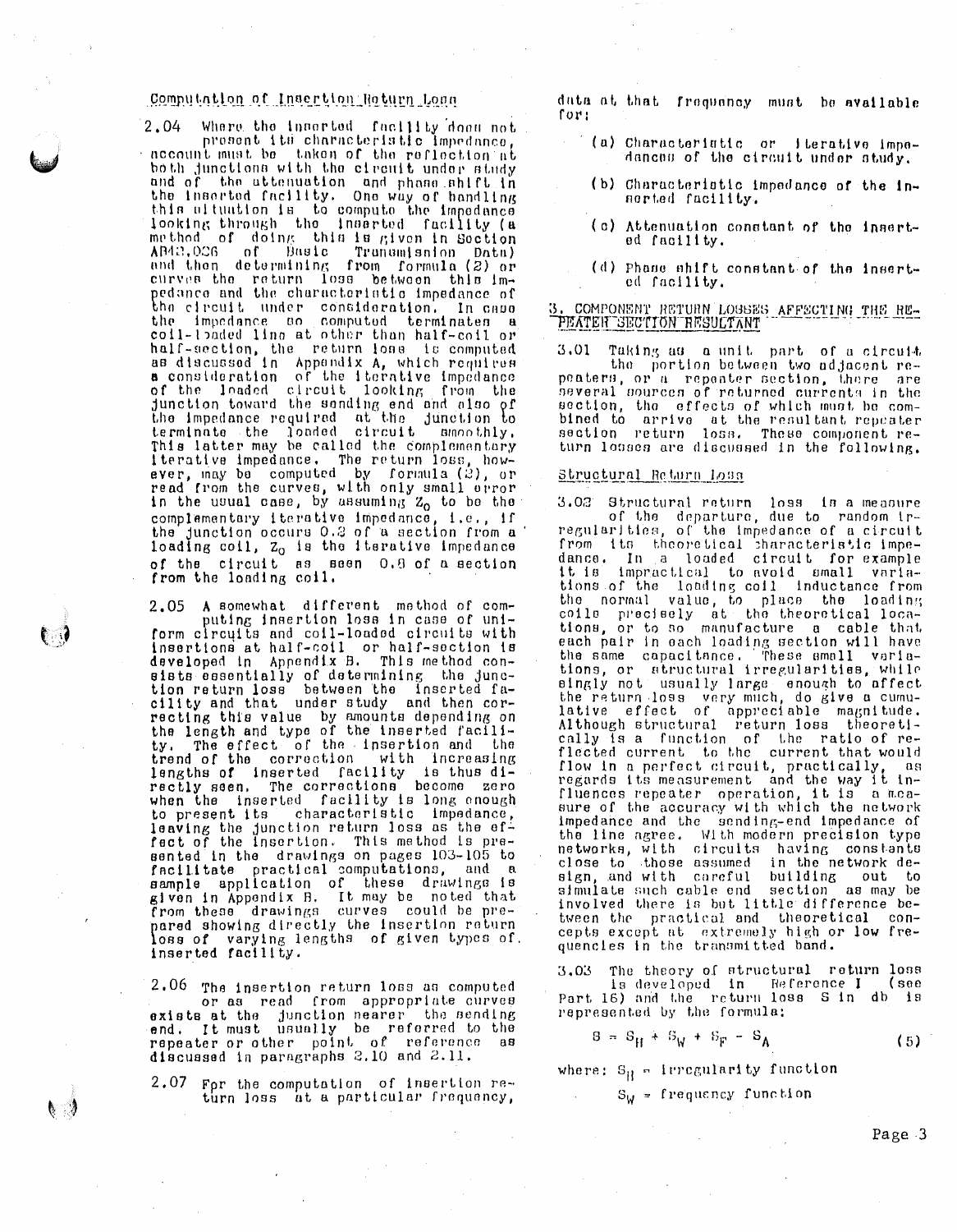### Computation of Insertion Return Loss

2.04 Where the inserted facility does not present its characteristic impedance, account must be taken of the reflection at both junctions with the circuit under study and of the attenuation and phase shift in the inserted facility. One way of handling this situation is to compute the impedance looking through the inserted facility (a method of doing this is given in Section AB43.026 of Basic Transmission Data) and then determining from formula (2) or curves the return loss between this impedance and the characteristic impedance of the circuit under consideration. In case the impedance so computed terminates a coil-loaded line at other than half-coil or half-section, the return loss is computed as discussed in Appendix A, which requires a consideration of the iterative impedance of the loaded circuit looking from the junction toward the sending end and also of the impedance required at the junction to terminate the loaded circuit smoothly. This latter may be called the complementary iterative impedance. The return loss, however, may be computed by formula (2), or read from the curves, with only small error in the usual case, by assuming $Z_0$ to be the complementary iterative impedance, i.e., if the junction occurs 0.2 of a section from a loading coil, $Z_0$ is the iterative impedance of the circuit as seen 0.8 of a section from the loading coil.

2.05 A somewhat different method of computing insertion loss in case of uniform circuits and coil-loaded circuits with insertions at half-coil or half-section is developed in Appendix B. This method consists essentially of determining the junction return loss between the inserted facility and that under study and then correcting this value by amounts depending on the length and type of the inserted facility. The effect of the insertion and the trend of the correction with increasing lengths of inserted facility is thus directly seen. The corrections become zero when the inserted facility is long enough to present its characteristic impedance, leaving the junction return loss as the effect of the insertion. This method is presented in the drawings on pages 103-105 to facilitate practical computations, and a sample application of these drawings is given in Appendix B. It may be noted that from these drawings curves could be prepared showing directly the insertion return loss of varying lengths of given types of inserted facility.

2.06 The insertion return loss as computed or as read from appropriate curves exists at the junction nearer the sending end. It must usually be referred to the repeater or other point of reference as discussed in paragraphs 2.10 and 2.11.

2.07 For the computation of insertion return loss at a particular frequency, data at that frequency must be available for:

- (a) Characteristic or iterative impedances of the circuit under study.
- (b) Characteristic impedance of the inserted facility.
- (c) Attenuation constant of the inserted facility.
- (d) Phase shift constant of the inserted facility.

## 3. COMPONENT RETURN LOSSES AFFECTING THE REPEATER SECTION RESULTANT

3.01 Taking as a unit part of a circuit the portion between two adjacent repeaters, or a repeater section, there are several sources of returned currents in the section, the effects of which must be combined to arrive at the resultant repeater section return loss. These component return losses are discussed in the following.

### Structural Return Loss

3.02 Structural return loss is a measure of the departure, due to random irregularities, of the impedance of a circuit from its theoretical characteristic impedance. In a loaded circuit for example it is impractical to avoid small variations of the loading coil inductance from the normal value, to place the loading coils precisely at the theoretical locations, or to so manufacture a cable that each pair in each loading section will have the same capacitance. These small variations, or structural irregularities, while singly not usually large enough to affect the return loss very much, do give a cumulative effect of appreciable magnitude. Although structural return loss theoretically is a function of the ratio of reflected current to the current that would flow in a perfect circuit, practically, as regards its measurement and the way it influences repeater operation, it is a measure of the accuracy with which the network impedance and the sending-end impedance of the line agree. With modern precision type networks, with circuits having constants close to those assumed in the network design, and with careful building out to simulate such cable end section as may be involved there is but little difference between the practical and theoretical concepts except at extremely high or low frequencies in the transmitted band.

3.03 The theory of structural return loss is developed in Reference I (see Part 16) and the return loss S in db is represented by the formula:

$$S = S_H + S_W + S_F - S_A \tag{5}$$

where: $S_H$ = irregularity function

$S_W$ = frequency function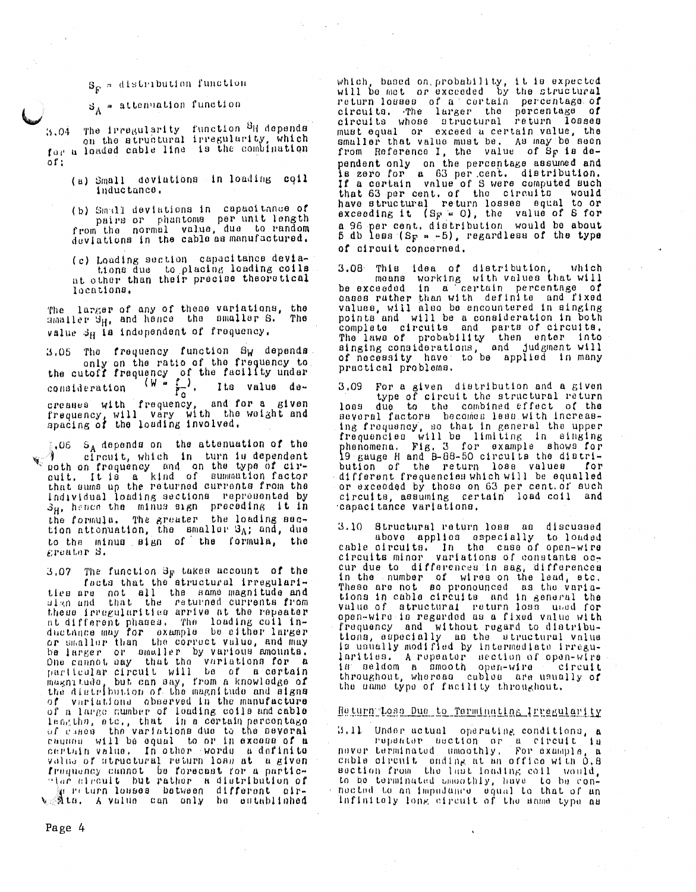$S_F$ = distribution function

$S_A$ = attenuation function

3.04 The irregularity function $S_H$ depends on the structural irregularity, which for a loaded cable line is the combination of:

(a) Small deviations in loading coil inductance.

(b) Small deviations in capacitance of pairs or phantoms per unit length from the normal value, due to random deviations in the cable as manufactured.

(c) Loading section capacitance deviations due to placing loading coils at other than their precise theoretical locations.

The larger of any of these variations, the smaller $S_H$, and hence the smaller S. The value $S_H$ is independent of frequency.

3.05 The frequency function $S_W$ depends only on the ratio of the frequency to the cutoff frequency of the facility under consideration $(W = \frac{f}{f_c})$. Its value decreases with frequency, and for a given frequency, will vary with the weight and spacing of the loading involved.

3.06 $S_A$ depends on the attenuation of the circuit, which in turn is dependent both on frequency and on the type of circuit. It is a kind of summation factor that sums up the returned currents from the individual loading sections represented by $S_H$, hence the minus sign preceding it in the formula. The greater the loading section attenuation, the smaller $S_A$; and, due to the minus sign of the formula, the greater S.

3.07 The function $S_F$ takes account of the facts that the structural irregularities are not all the same magnitude and sign and that the returned currents from these irregularities arrive at the repeater at different phases. The loading coil inductance may for example be either larger or smaller than the correct value, and may be larger or smaller by various amounts. One cannot say that the variations for a particular circuit will be of a certain magnitude, but can say, from a knowledge of the distribution of the magnitude and signs of variations observed in the manufacture of a large number of loading coils and cable lengths, etc., that in a certain percentage of cases the variations due to the several causes will be equal to or in excess of a certain value. In other words a definite value of structural return loss at a given frequency cannot be forecast for a particular circuit but rather a distribution of return losses between different circuits. A value can only be established which, based on probability, it is expected will be met or exceeded by the structural return losses of a certain percentage of circuits. The larger the percentage of circuits whose structural return losses must equal or exceed a certain value, the smaller that value must be. As may be seen from Reference I, the value of $S_F$ is dependent only on the percentage assumed and is zero for a 63 per cent. distribution. If a certain value of S were computed such that 63 per cent. of the circuits would have structural return losses equal to or exceeding it ($S_F = 0$), the value of S for a 96 per cent. distribution would be about 5 db less ($S_F = -5$), regardless of the type of circuit concerned.

3.08 This idea of distribution, which means working with values that will be exceeded in a certain percentage of cases rather than with definite and fixed values, will also be encountered in singing points and will be a consideration in both complete circuits and parts of circuits. The laws of probability then enter into singing considerations, and judgment will of necessity have to be applied in many practical problems.

3.09 For a given distribution and a given type of circuit the structural return loss due to the combined effect of the several factors becomes less with increasing frequency, so that in general the upper frequencies will be limiting in singing phenomena. Fig. 3 for example shows for 19 gauge H and B-88-50 circuits the distribution of the return loss values for different frequencies which will be equalled or exceeded by those on 63 per cent. of such circuits, assuming certain load coil and capacitance variations.

3.10 Structural return loss as discussed above applies especially to loaded cable circuits. In the case of open-wire circuits minor variations of constants occur due to differences in sag, differences in the number of wires on the lead, etc. These are not so pronounced as the variations in cable circuits and in general the value of structural return loss used for open-wire is regarded as a fixed value with frequency and without regard to distributions, especially as the structural value is usually modified by intermediate irregularities. A repeater section of open-wire is seldom a smooth open-wire circuit throughout, whereas cables are usually of the same type of facility throughout.

## Return Loss Due to Terminating Irregularity

3.11 Under actual operating conditions, a repeater section or a circuit is never terminated smoothly. For example, a cable circuit ending at an office with 0.8 section from the last loading coil would, to be terminated smoothly, have to be connected to an impedance equal to that of an infinitely long circuit of the same type as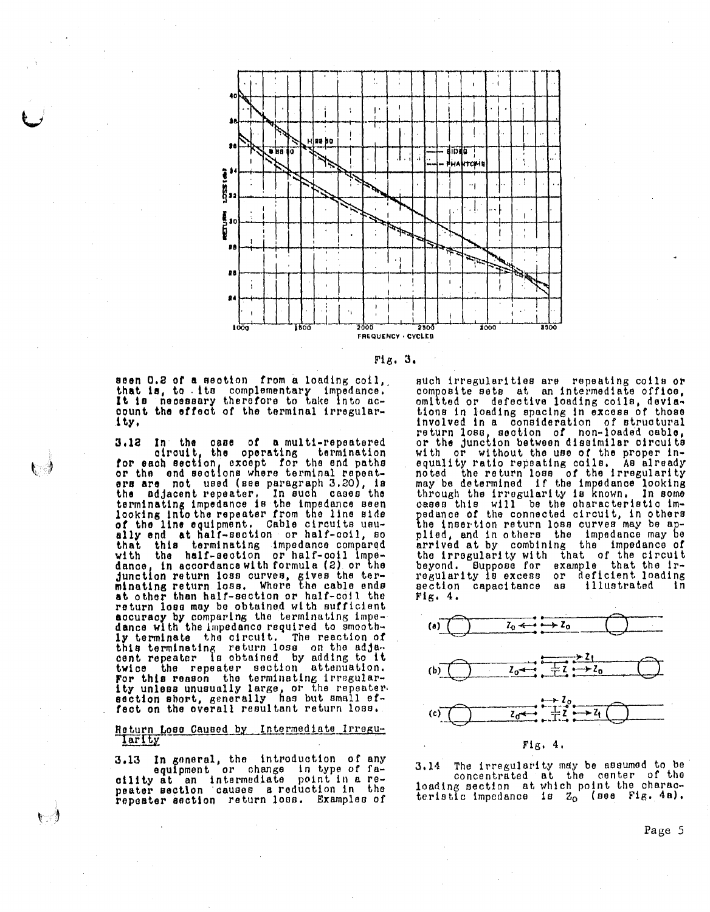Fig. 3.

seen 0.2 of a section from a loading coil, that is, to its complementary impedance. It is necessary therefore to take into account the effect of the terminal irregularity.

3.12 In the case of a multi-repeatered circuit, the operating termination for each section, except for the end paths or the end sections where terminal repeaters are not used (see paragraph 3.20), is the adjacent repeater. In such cases the terminating impedance is the impedance seen looking into the repeater from the line side of the line equipment. Cable circuits usually end at half-section or half-coil, so that this terminating impedance compared with the half-section or half-coil impedance, in accordance with formula (2) or the junction return loss curves, gives the terminating return loss. Where the cable ends at other than half-section or half-coil the return loss may be obtained with sufficient accuracy by comparing the terminating impedance with the impedance required to smoothly terminate the circuit. The reaction of this terminating return loss on the adjacent repeater is obtained by adding to it twice the repeater section attenuation. For this reason the terminating irregularity unless unusually large, or the repeater section short, generally has but small effect on the overall resultant return loss.

## Return Loss Caused by Intermediate Irregularity

3.13 In general, the introduction of any equipment or change in type of facility at an intermediate point in a repeater section causes a reduction in the repeater section return loss. Examples of such irregularities are repeating coils or composite sets at an intermediate office, omitted or defective loading coils, deviations in loading spacing in excess of those involved in a consideration of structural return loss, section of non-loaded cable, or the junction between dissimilar circuits with or without the use of the proper inequality ratio repeating coils. As already noted the return loss of the irregularity may be determined if the impedance looking through the irregularity is known. In some cases this will be the characteristic impedance of the connected circuit, in others the insertion return loss curves may be applied, and in others the impedance may be arrived at by combining the impedance of the irregularity with that of the circuit beyond. Suppose for example that the irregularity is excess or deficient loading section capacitance as illustrated in Fig. 4.

Fig. 4.

3.14 The irregularity may be assumed to be concentrated at the center of the loading section at which point the characteristic impedance is $Z_0$ (see Fig. 4a).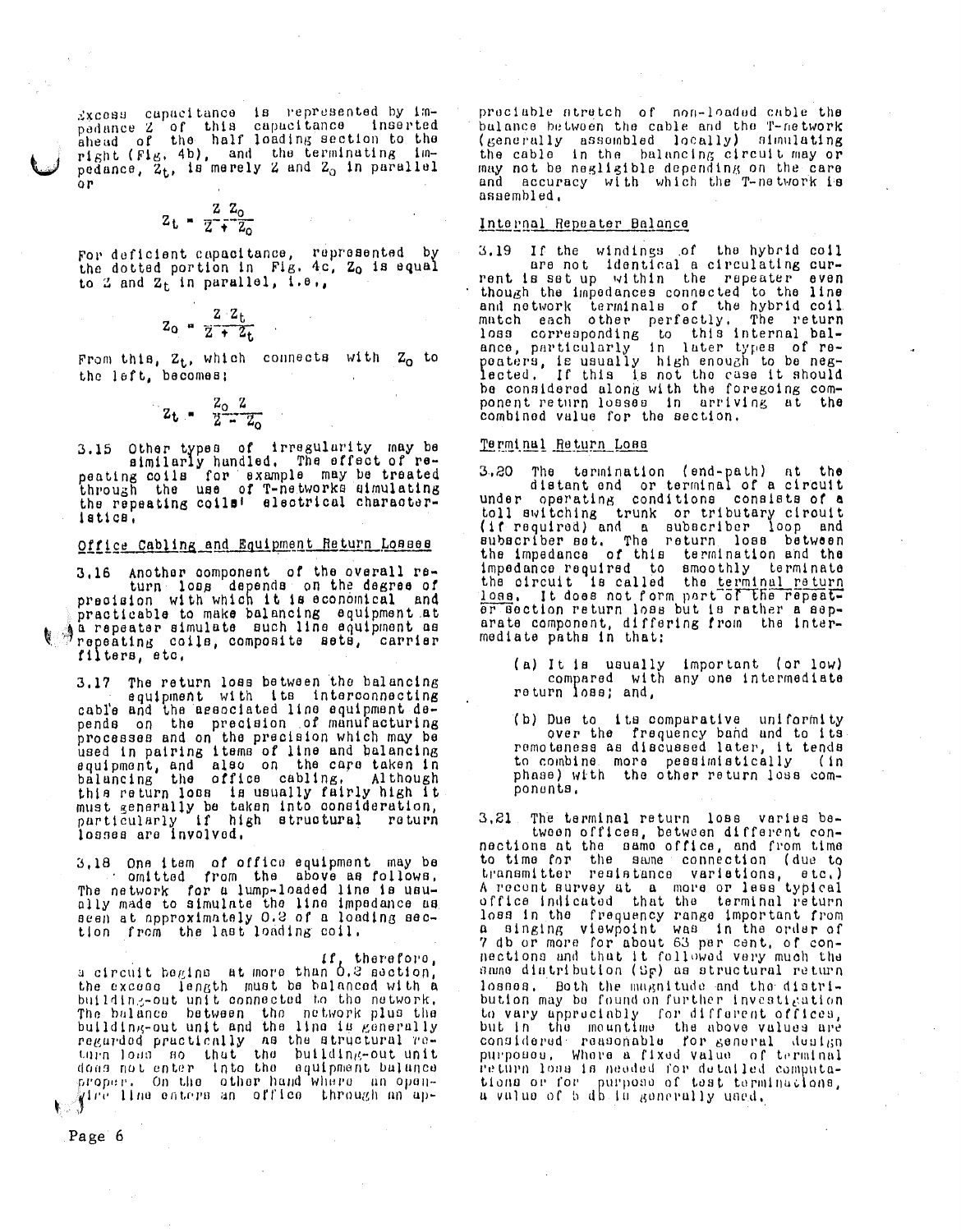Excess capacitance is represented by impedance Z of this capacitance inserted ahead of the half loading section to the right (Fig. 4b), and the terminating impedance, $Z_t$, is merely Z and $Z_o$ in parallel or

$$Z_t = \frac{Z\ Z_o}{Z + Z_o}$$

For deficient capacitance, represented by the dotted portion in Fig. 4c, $Z_o$ is equal to Z and $Z_t$ in parallel, i.e.,

$$Z_o = \frac{Z\ Z_t}{Z + Z_t}$$

From this, $Z_t$, which connects with $Z_o$ to the left, becomes;

$$Z_t = \frac{Z_o\ Z}{Z - Z_o}$$

3.15 Other types of irregularity may be similarly handled. The effect of repeating coils for example may be treated through the use of T-networks simulating the repeating coils' electrical characteristics.

## Office Cabling and Equipment Return Losses

3.16 Another component of the overall return loss depends on the degree of precision with which it is economical and practicable to make balancing equipment at a repeater simulate such line equipment as repeating coils, composite sets, carrier filters, etc.

3.17 The return loss between the balancing equipment with its interconnecting cable and the associated line equipment depends on the precision of manufacturing processes and on the precision which may be used in pairing items of line and balancing equipment, and also on the care taken in balancing the office cabling. Although this return loss is usually fairly high it must generally be taken into consideration, particularly if high structural return losses are involved.

3.18 One item of office equipment may be omitted from the above as follows. The network for a lump-loaded line is usually made to simulate the line impedance as seen at approximately 0.2 of a loading section from the last loading coil.

If, therefore, a circuit begins at more than 0.2 section, the excess length must be balanced with a building-out unit connected to the network. The balance between the network plus the building-out unit and the line is generally regarded practically as the structural return loss so that the building-out unit does not enter into the equipment balance proper. On the other hand where an open-wire line enters an office through an appreciable stretch of non-loaded cable the balance between the cable and the T-network (generally assembled locally) simulating the cable in the balancing circuit may or may not be negligible depending on the care and accuracy with which the T-network is assembled.

## Internal Repeater Balance

3.19 If the windings of the hybrid coil are not identical a circulating current is set up within the repeater even though the impedances connected to the line and network terminals of the hybrid coil match each other perfectly. The return loss corresponding to this internal balance, particularly in later types of repeaters, is usually high enough to be neglected. If this is not the case it should be considered along with the foregoing component return losses in arriving at the combined value for the section.

## Terminal Return Loss

3.20 The termination (end-path) at the distant end or terminal of a circuit under operating conditions consists of a toll switching trunk or tributary circuit (if required) and a subscriber loop and subscriber set. The return loss between the impedance of this termination and the impedance required to smoothly terminate the circuit is called the terminal return loss. It does not form part of the repeater section return loss but is rather a separate component, differing from the intermediate paths in that:

(a) It is usually important (or low) compared with any one intermediate return loss; and,

(b) Due to its comparative uniformity over the frequency band and to its remoteness as discussed later, it tends to combine more pessimistically (in phase) with the other return loss components.

3.21 The terminal return loss varies between offices, between different connections at the same office, and from time to time for the same connection (due to transmitter resistance variations, etc.) A recent survey at a more or less typical office indicated that the terminal return loss in the frequency range important from a singing viewpoint was in the order of 7 db or more for about 63 per cent. of connections and that it followed very much the same distribution ($S_F$) as structural return losses. Both the magnitude and the distribution may be found on further investigation to vary appreciably for different offices, but in the meantime the above values are considered reasonable for general design purposes. Where a fixed value of terminal return loss is needed for detailed computations or for purpose of test terminations, a value of 5 db is generally used.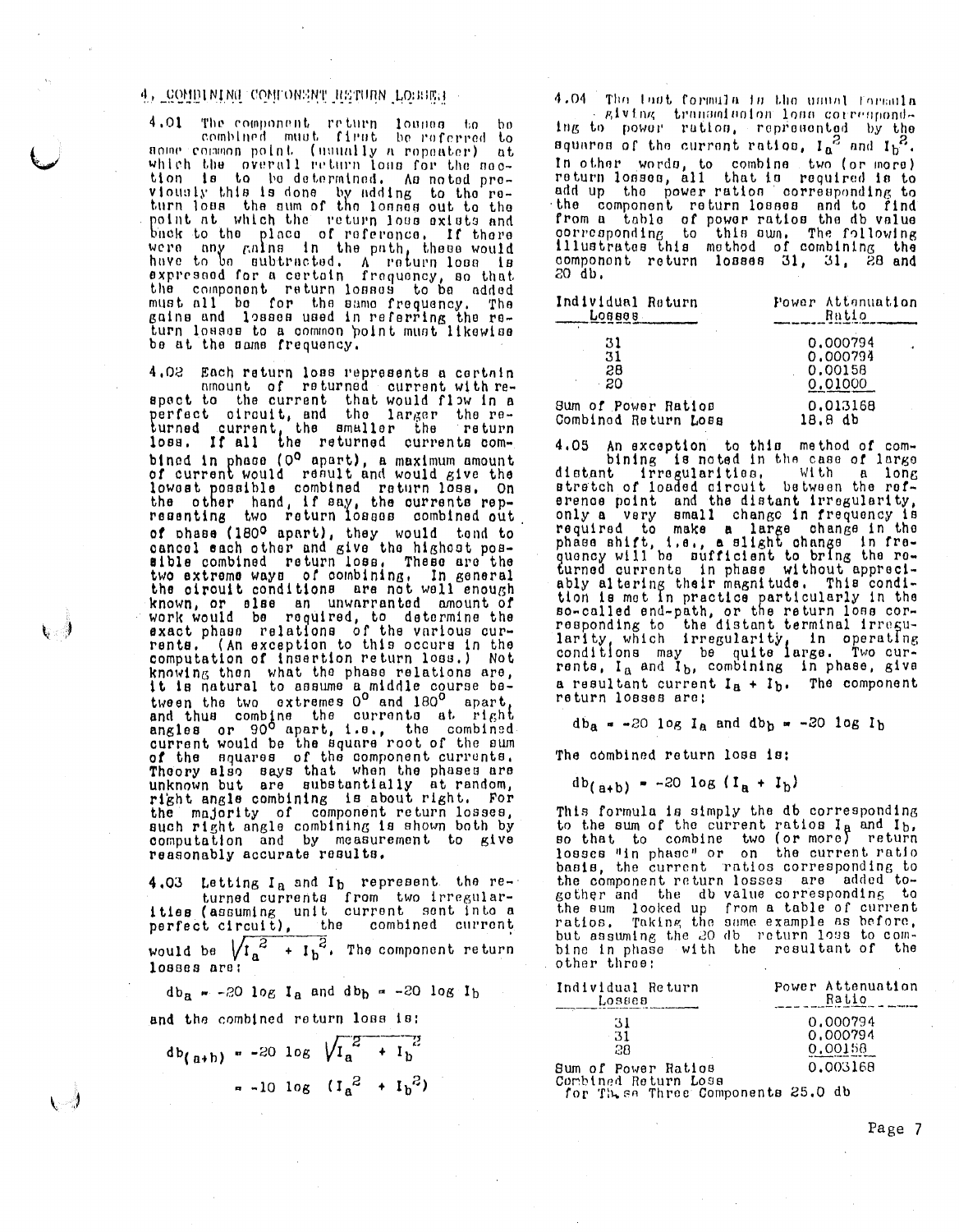## 4. COMBINING COMPONENT RETURN LOSSES

4.01 The component return losses to be combined must first be referred to some common point (usually a repeater) at which the overall return loss for the section is to be determined. As noted previously this is done by adding to the return loss the sum of the losses out to the point at which the return loss exists and back to the place of reference. If there were any gains in the path, these would have to be subtracted. A return loss is expressed for a certain frequency, so that the component return losses to be added must all be for the same frequency. The gains and losses used in referring the return losses to a common point must likewise be at the same frequency.

4.02 Each return loss represents a certain amount of returned current with respect to the current that would flow in a perfect circuit, and the larger the returned current, the smaller the return loss. If all the returned currents combined in phase (0° apart), a maximum amount of current would result and would give the lowest possible combined return loss. On the other hand, if say, the currents representing two return losses combined out of phase (180° apart), they would tend to cancel each other and give the highest possible combined return loss. These are the two extreme ways of combining. In general the circuit conditions are not well enough known, or else an unwarranted amount of work would be required, to determine the exact phase relations of the various currents. (An exception to this occurs in the computation of insertion return loss.) Not knowing then what the phase relations are, it is natural to assume a middle course between the two extremes 0° and 180° apart, and thus combine the currents at right angles or 90° apart, i.e., the combined current would be the square root of the sum of the squares of the component currents. Theory also says that when the phases are unknown but are substantially at random, right angle combining is about right. For the majority of component return losses, such right angle combining is shown both by computation and by measurement to give reasonably accurate results.

4.03 Letting $I_a$ and $I_b$ represent the returned currents from two irregularities (assuming unit current sent into a perfect circuit), the combined current would be $\sqrt{I_a^2 + I_b^2}$. The component return losses are:

$$db_a = -20 \log I_a \text{ and } db_b = -20 \log I_b$$

and the combined return loss is:

$$db_{(a+b)} = -20 \log \sqrt{I_a^2 + I_b^2}$$

$$= -10 \log (I_a^2 + I_b^2)$$

4.04 The last formula is the usual formula giving transmission loss corresponding to power ratios, represented by the squares of the current ratios, $I_a^2$ and $I_b^2$. In other words, to combine two (or more) return losses, all that is required is to add up the power ratios corresponding to the component return losses and to find from a table of power ratios the db value corresponding to this sum. The following illustrates this method of combining the component return losses 31, 31, 28 and 20 db.

| Individual Return Losses | Power Attenuation Ratio |
|---|---|
| 31 | 0.000794 |
| 31 | 0.000794 |
| 28 | 0.00158 |
| 20 | 0.01000 |
| Sum of Power Ratios | 0.013168 |
| Combined Return Loss | 18.8 db |

4.05 An exception to this method of combining is noted in the case of large distant irregularities. With a long stretch of loaded circuit between the reference point and the distant irregularity, only a very small change in frequency is required to make a large change in the phase shift, i.e., a slight change in frequency will be sufficient to bring the returned currents in phase without appreciably altering their magnitude. This condition is met in practice particularly in the so-called end-path, or the return loss corresponding to the distant terminal irregularity, which irregularity, in operating conditions may be quite large. Two currents, $I_a$ and $I_b$, combining in phase, give a resultant current $I_a + I_b$. The component return losses are:

$$db_a = -20 \log I_a \text{ and } db_b = -20 \log I_b$$

The combined return loss is:

$$db_{(a+b)} = -20 \log (I_a + I_b)$$

This formula is simply the db corresponding to the sum of the current ratios $I_a$ and $I_b$, so that to combine two (or more) return losses "in phase" or on the current ratio basis, the current ratios corresponding to the component return losses are added together and the db value corresponding to the sum looked up from a table of current ratios. Taking the same example as before, but assuming the 20 db return loss to combine in phase with the resultant of the other three:

| Individual Return Losses | Power Attenuation Ratio |
|---|---|
| 31 | 0.000794 |
| 31 | 0.000794 |
| 28 | 0.00158 |
| Sum of Power Ratios | 0.003168 |
| Combined Return Loss for These Three Components | 25.0 db |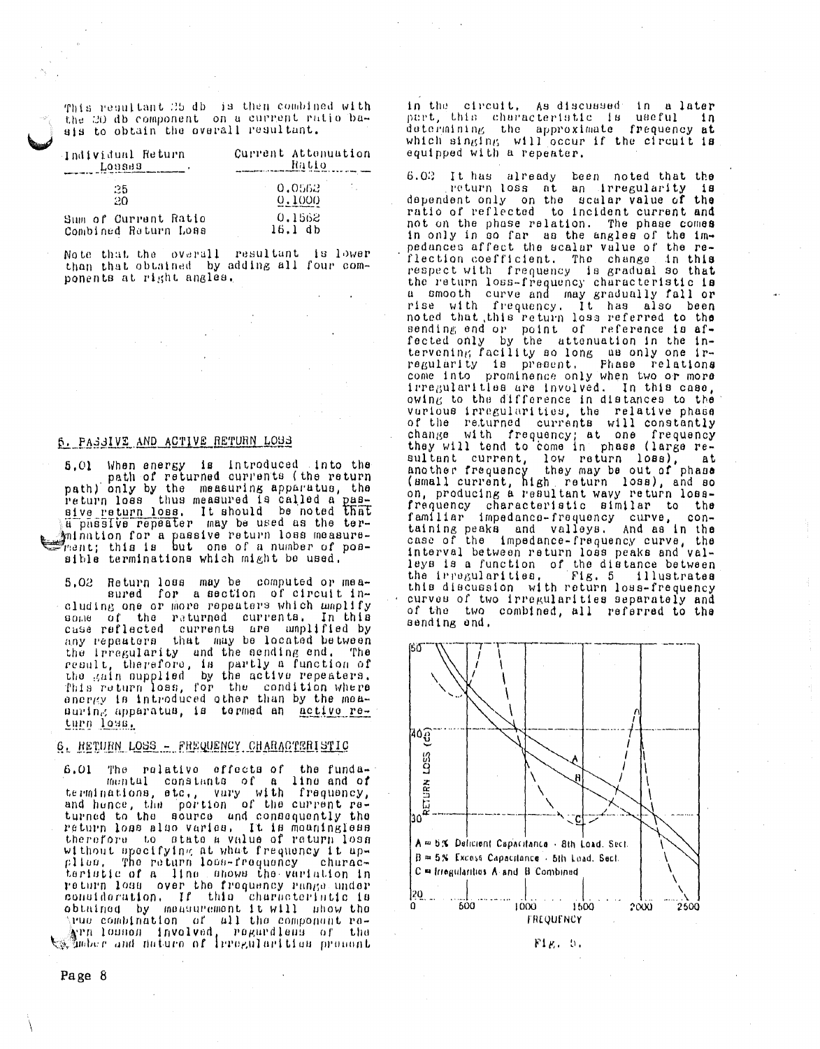This resultant 25 db is then combined with the 20 db component on a current ratio basis to obtain the overall resultant.

| Individual Return Losses | Current Attenuation Ratio |
|---|---|
| 25 | 0.0562 |
| 20 | 0.1000 |
| Sum of Current Ratio | 0.1562 |
| Combined Return Loss | 16.1 db |

Note that the overall resultant is lower than that obtained by adding all four components at right angles.

## 5. PASSIVE AND ACTIVE RETURN LOSS

5.01 When energy is introduced into the path of returned currents (the return path) only by the measuring apparatus, the return loss thus measured is called a passive return loss. It should be noted that a passive repeater may be used as the termination for a passive return loss measurement; this is but one of a number of possible terminations which might be used.

5.02 Return loss may be computed or measured for a section of circuit including one or more repeaters which amplify some of the returned currents. In this case reflected currents are amplified by any repeaters that may be located between the irregularity and the sending end. The result, therefore, is partly a function of the gain supplied by the active repeaters. This return loss, for the condition where energy is introduced other than by the measuring apparatus, is termed an active return loss.

## 6. RETURN LOSS - FREQUENCY CHARACTERISTIC

6.01 The relative effects of the fundamental constants of a line and of terminations, etc., vary with frequency, and hence, the portion of the current returned to the source and consequently the return loss also varies. It is meaningless therefore to state a value of return loss without specifying at what frequency it applies. The return loss-frequency characteristic of a line shows the variation in return loss over the frequency range under consideration. If this characteristic is obtained by measurement it will show the true combination of all the component return losses involved, regardless of the number and nature of irregularities present in the circuit. As discussed in a later part, this characteristic is useful in determining the approximate frequency at which singing will occur if the circuit is equipped with a repeater.

6.02 It has already been noted that the return loss at an irregularity is dependent only on the scalar value of the ratio of reflected to incident current and not on the phase relation. The phase comes in only in so far as the angles of the impedances affect the scalar value of the reflection coefficient. The change in this respect with frequency is gradual so that the return loss-frequency characteristic is a smooth curve and may gradually fall or rise with frequency. It has also been noted that this return loss referred to the sending end or point of reference is affected only by the attenuation in the intervening facility so long as only one irregularity is present. Phase relations come into prominence only when two or more irregularities are involved. In this case, owing to the difference in distances to the various irregularities, the relative phase of the returned currents will constantly change with frequency; at one frequency they will tend to come in phase (large resultant current, low return loss), at another frequency they may be out of phase (small current, high return loss), and so on, producing a resultant wavy return loss-frequency characteristic similar to the familiar impedance-frequency curve, containing peaks and valleys. And as in the case of the impedance-frequency curve, the interval between return loss peaks and valleys is a function of the distance between the irregularities. Fig. 5 illustrates this discussion with return loss-frequency curves of two irregularities separately and of the two combined, all referred to the sending end.

RETURN LOSS (db)

50
40
30
20

0 500 1000 1500 2000 2500

FREQUENCY

A
B
C

A = 5% Deficient Capacitance - 8th Load. Sect.
B = 5% Excess Capacitance - 5th Load. Sect.
C = Irregularities A and B Combined

Fig. 5.